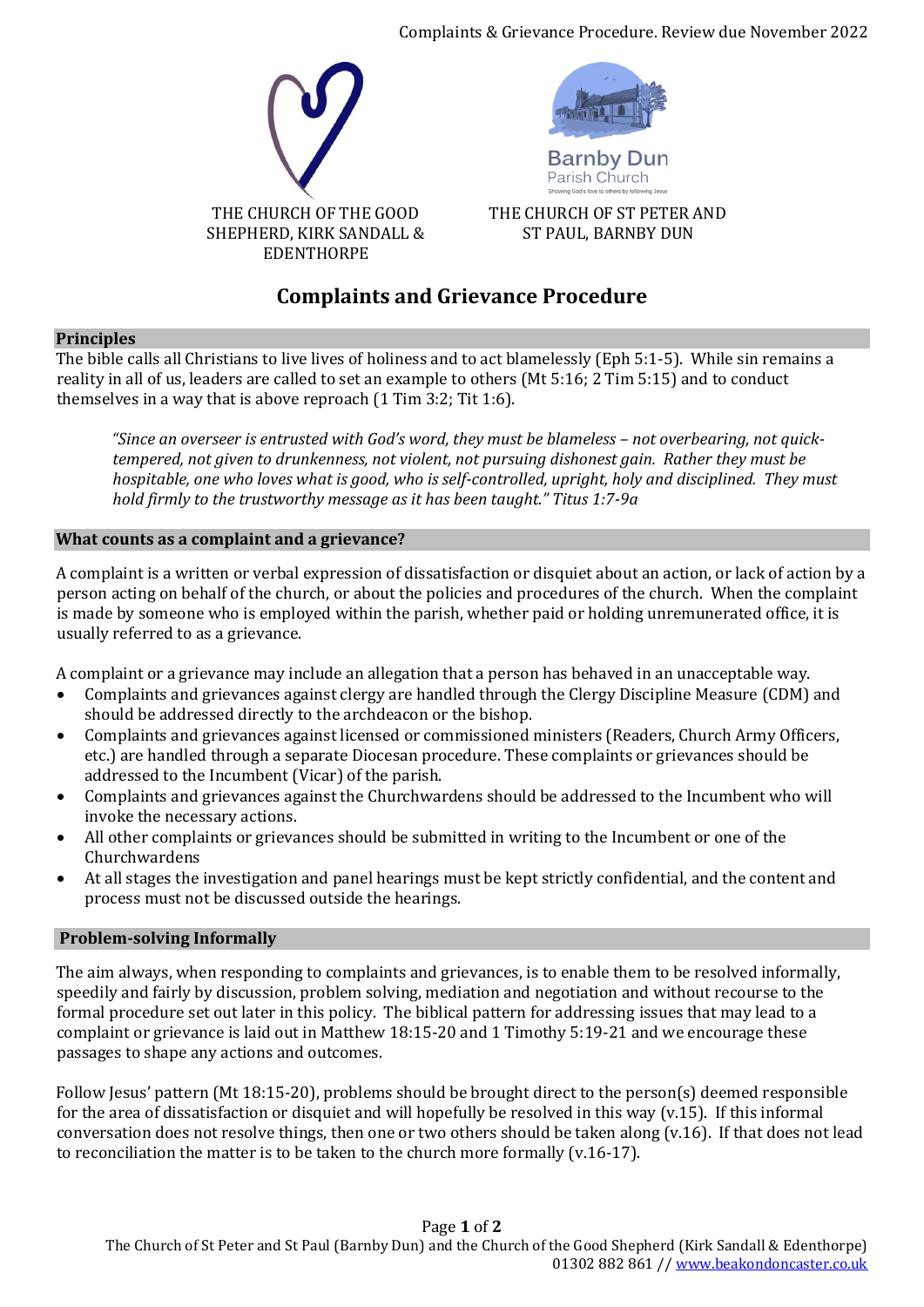THE CHURCH OF THE GOOD SHEPHERD, KIRK SANDALL & EDENTHORPE

THE CHURCH OF ST PETER AND ST PAUL, BARNBY DUN

# Complaints and Grievance Procedure

## Principles

The bible calls all Christians to live lives of holiness and to act blamelessly (Eph 5:1-5). While sin remains a reality in all of us, leaders are called to set an example to others (Mt 5:16; 2 Tim 5:15) and to conduct themselves in a way that is above reproach (1 Tim 3:2; Tit 1:6).

> *"Since an overseer is entrusted with God's word, they must be blameless – not overbearing, not quick-tempered, not given to drunkenness, not violent, not pursuing dishonest gain. Rather they must be hospitable, one who loves what is good, who is self-controlled, upright, holy and disciplined. They must hold firmly to the trustworthy message as it has been taught." Titus 1:7-9a*

## What counts as a complaint and a grievance?

A complaint is a written or verbal expression of dissatisfaction or disquiet about an action, or lack of action by a person acting on behalf of the church, or about the policies and procedures of the church. When the complaint is made by someone who is employed within the parish, whether paid or holding unremunerated office, it is usually referred to as a grievance.

A complaint or a grievance may include an allegation that a person has behaved in an unacceptable way.

- Complaints and grievances against clergy are handled through the Clergy Discipline Measure (CDM) and should be addressed directly to the archdeacon or the bishop.
- Complaints and grievances against licensed or commissioned ministers (Readers, Church Army Officers, etc.) are handled through a separate Diocesan procedure. These complaints or grievances should be addressed to the Incumbent (Vicar) of the parish.
- Complaints and grievances against the Churchwardens should be addressed to the Incumbent who will invoke the necessary actions.
- All other complaints or grievances should be submitted in writing to the Incumbent or one of the Churchwardens
- At all stages the investigation and panel hearings must be kept strictly confidential, and the content and process must not be discussed outside the hearings.

## Problem-solving Informally

The aim always, when responding to complaints and grievances, is to enable them to be resolved informally, speedily and fairly by discussion, problem solving, mediation and negotiation and without recourse to the formal procedure set out later in this policy. The biblical pattern for addressing issues that may lead to a complaint or grievance is laid out in Matthew 18:15-20 and 1 Timothy 5:19-21 and we encourage these passages to shape any actions and outcomes.

Follow Jesus' pattern (Mt 18:15-20), problems should be brought direct to the person(s) deemed responsible for the area of dissatisfaction or disquiet and will hopefully be resolved in this way (v.15). If this informal conversation does not resolve things, then one or two others should be taken along (v.16). If that does not lead to reconciliation the matter is to be taken to the church more formally (v.16-17).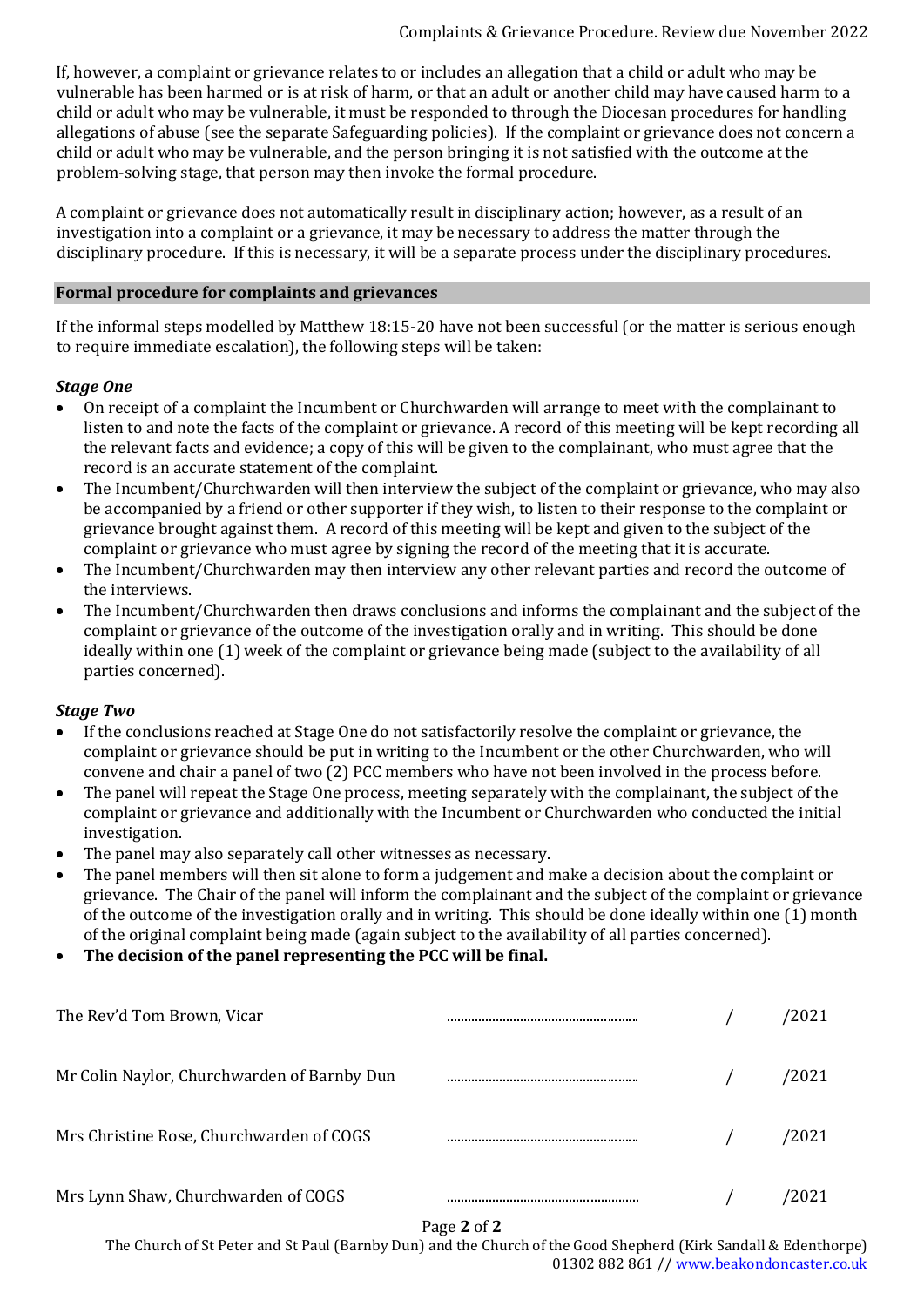If, however, a complaint or grievance relates to or includes an allegation that a child or adult who may be vulnerable has been harmed or is at risk of harm, or that an adult or another child may have caused harm to a child or adult who may be vulnerable, it must be responded to through the Diocesan procedures for handling allegations of abuse (see the separate Safeguarding policies). If the complaint or grievance does not concern a child or adult who may be vulnerable, and the person bringing it is not satisfied with the outcome at the problem-solving stage, that person may then invoke the formal procedure.

A complaint or grievance does not automatically result in disciplinary action; however, as a result of an investigation into a complaint or a grievance, it may be necessary to address the matter through the disciplinary procedure. If this is necessary, it will be a separate process under the disciplinary procedures.

## Formal procedure for complaints and grievances

If the informal steps modelled by Matthew 18:15-20 have not been successful (or the matter is serious enough to require immediate escalation), the following steps will be taken:

### *Stage One*

- On receipt of a complaint the Incumbent or Churchwarden will arrange to meet with the complainant to listen to and note the facts of the complaint or grievance. A record of this meeting will be kept recording all the relevant facts and evidence; a copy of this will be given to the complainant, who must agree that the record is an accurate statement of the complaint.
- The Incumbent/Churchwarden will then interview the subject of the complaint or grievance, who may also be accompanied by a friend or other supporter if they wish, to listen to their response to the complaint or grievance brought against them. A record of this meeting will be kept and given to the subject of the complaint or grievance who must agree by signing the record of the meeting that it is accurate.
- The Incumbent/Churchwarden may then interview any other relevant parties and record the outcome of the interviews.
- The Incumbent/Churchwarden then draws conclusions and informs the complainant and the subject of the complaint or grievance of the outcome of the investigation orally and in writing. This should be done ideally within one (1) week of the complaint or grievance being made (subject to the availability of all parties concerned).

### *Stage Two*

- If the conclusions reached at Stage One do not satisfactorily resolve the complaint or grievance, the complaint or grievance should be put in writing to the Incumbent or the other Churchwarden, who will convene and chair a panel of two (2) PCC members who have not been involved in the process before.
- The panel will repeat the Stage One process, meeting separately with the complainant, the subject of the complaint or grievance and additionally with the Incumbent or Churchwarden who conducted the initial investigation.
- The panel may also separately call other witnesses as necessary.
- The panel members will then sit alone to form a judgement and make a decision about the complaint or grievance. The Chair of the panel will inform the complainant and the subject of the complaint or grievance of the outcome of the investigation orally and in writing. This should be done ideally within one (1) month of the original complaint being made (again subject to the availability of all parties concerned).
- **The decision of the panel representing the PCC will be final.**

| | | |
|---|---|---|
| The Rev'd Tom Brown, Vicar | ........................................ | / /2021 |
| Mr Colin Naylor, Churchwarden of Barnby Dun | ........................................ | / /2021 |
| Mrs Christine Rose, Churchwarden of COGS | ........................................ | / /2021 |
| Mrs Lynn Shaw, Churchwarden of COGS | ........................................ | / /2021 |